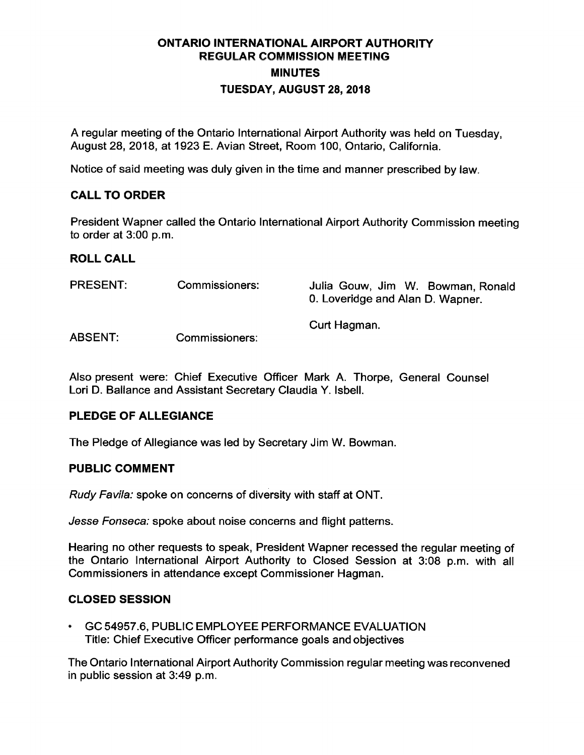# ONTARIO INTERNATIONAL AIRPORT AUTHORITY
## REGULAR COMMISSION MEETING
## MINUTES
## TUESDAY, AUGUST 28, 2018

A regular meeting of the Ontario International Airport Authority was held on Tuesday, August 28, 2018, at 1923 E. Avian Street, Room 100, Ontario, California.

Notice of said meeting was duly given in the time and manner prescribed by law.

### CALL TO ORDER

President Wapner called the Ontario International Airport Authority Commission meeting to order at 3:00 p.m.

### ROLL CALL

| | | |
|---|---|---|
| PRESENT: | Commissioners: | Julia Gouw, Jim W. Bowman, Ronald 0. Loveridge and Alan D. Wapner. |
| ABSENT: | Commissioners: | Curt Hagman. |

Also present were: Chief Executive Officer Mark A. Thorpe, General Counsel Lori D. Ballance and Assistant Secretary Claudia Y. Isbell.

### PLEDGE OF ALLEGIANCE

The Pledge of Allegiance was led by Secretary Jim W. Bowman.

### PUBLIC COMMENT

*Rudy Favila:* spoke on concerns of diversity with staff at ONT.

*Jesse Fonseca:* spoke about noise concerns and flight patterns.

Hearing no other requests to speak, President Wapner recessed the regular meeting of the Ontario International Airport Authority to Closed Session at 3:08 p.m. with all Commissioners in attendance except Commissioner Hagman.

### CLOSED SESSION

- GC 54957.6, PUBLIC EMPLOYEE PERFORMANCE EVALUATION
  Title: Chief Executive Officer performance goals and objectives

The Ontario International Airport Authority Commission regular meeting was reconvened in public session at 3:49 p.m.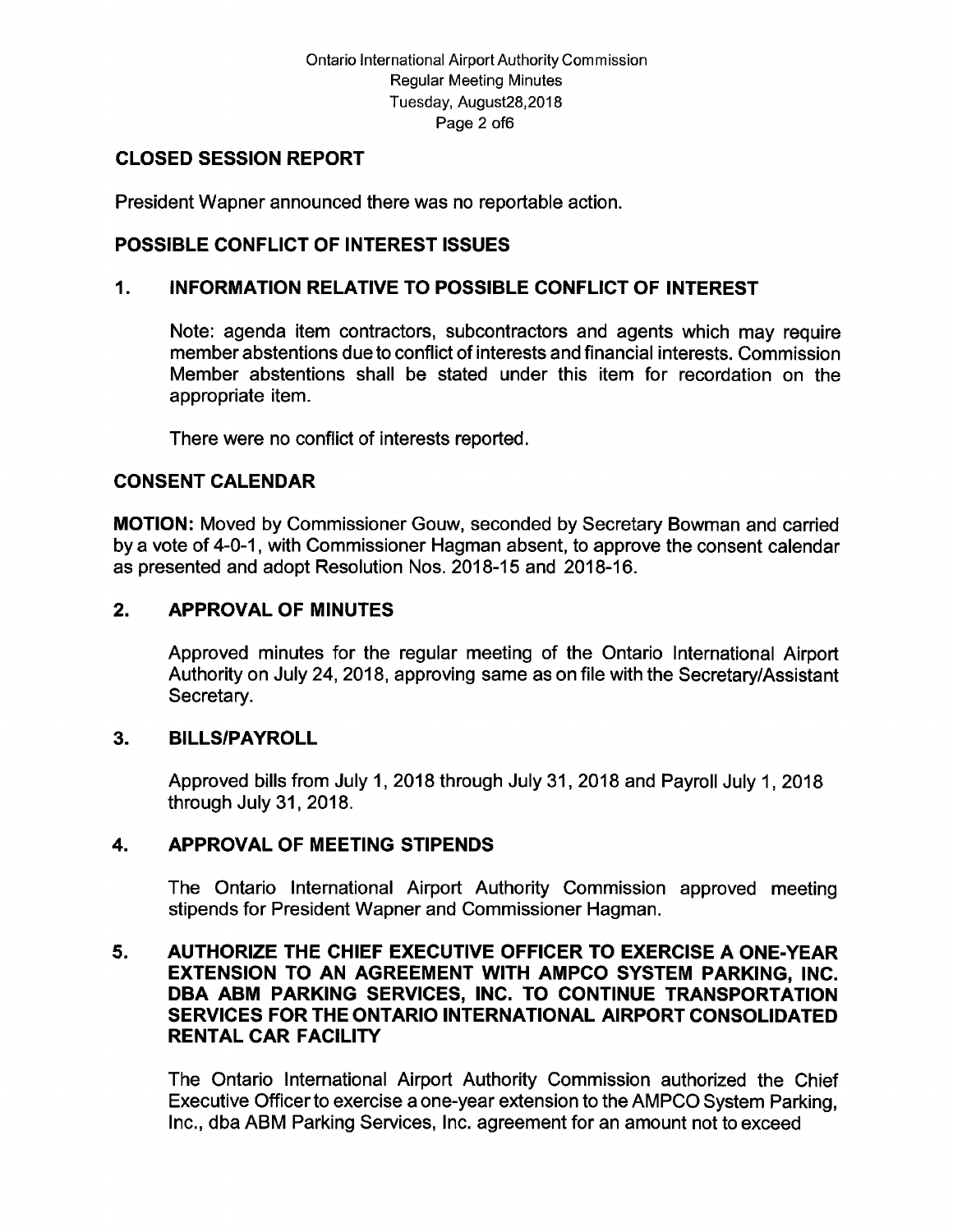## CLOSED SESSION REPORT

President Wapner announced there was no reportable action.

## POSSIBLE CONFLICT OF INTEREST ISSUES

### 1. INFORMATION RELATIVE TO POSSIBLE CONFLICT OF INTEREST

Note: agenda item contractors, subcontractors and agents which may require member abstentions due to conflict of interests and financial interests. Commission Member abstentions shall be stated under this item for recordation on the appropriate item.

There were no conflict of interests reported.

## CONSENT CALENDAR

**MOTION:** Moved by Commissioner Gouw, seconded by Secretary Bowman and carried by a vote of 4-0-1, with Commissioner Hagman absent, to approve the consent calendar as presented and adopt Resolution Nos. 2018-15 and 2018-16.

### 2. APPROVAL OF MINUTES

Approved minutes for the regular meeting of the Ontario International Airport Authority on July 24, 2018, approving same as on file with the Secretary/Assistant Secretary.

### 3. BILLS/PAYROLL

Approved bills from July 1, 2018 through July 31, 2018 and Payroll July 1, 2018 through July 31, 2018.

### 4. APPROVAL OF MEETING STIPENDS

The Ontario International Airport Authority Commission approved meeting stipends for President Wapner and Commissioner Hagman.

### 5. AUTHORIZE THE CHIEF EXECUTIVE OFFICER TO EXERCISE A ONE-YEAR EXTENSION TO AN AGREEMENT WITH AMPCO SYSTEM PARKING, INC. DBA ABM PARKING SERVICES, INC. TO CONTINUE TRANSPORTATION SERVICES FOR THE ONTARIO INTERNATIONAL AIRPORT CONSOLIDATED RENTAL CAR FACILITY

The Ontario International Airport Authority Commission authorized the Chief Executive Officer to exercise a one-year extension to the AMPCO System Parking, Inc., dba ABM Parking Services, Inc. agreement for an amount not to exceed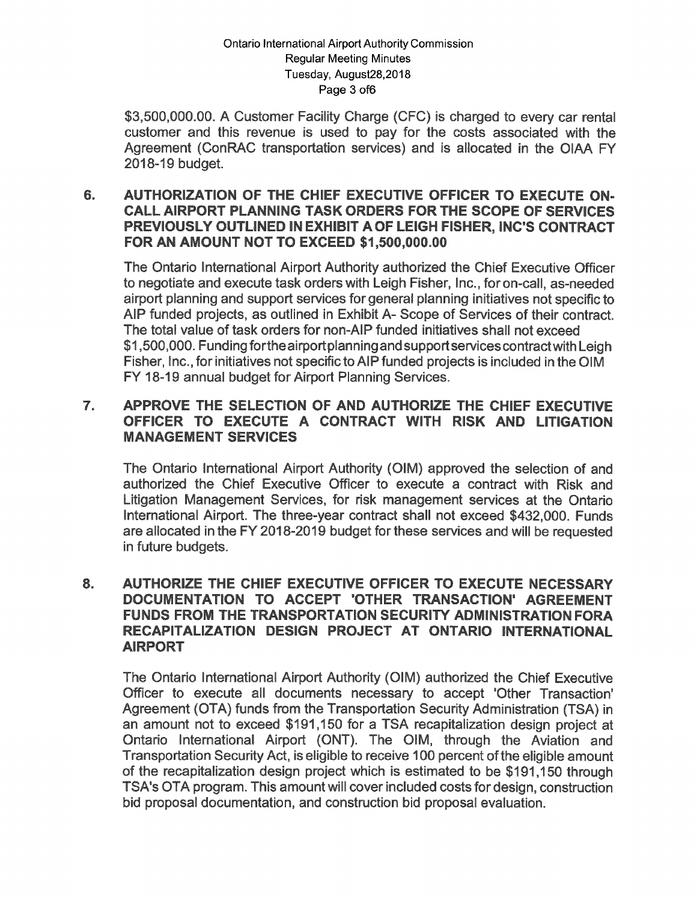$3,500,000.00. A Customer Facility Charge (CFC) is charged to every car rental customer and this revenue is used to pay for the costs associated with the Agreement (ConRAC transportation services) and is allocated in the OIAA FY 2018-19 budget.

## 6. AUTHORIZATION OF THE CHIEF EXECUTIVE OFFICER TO EXECUTE ON-CALL AIRPORT PLANNING TASK ORDERS FOR THE SCOPE OF SERVICES PREVIOUSLY OUTLINED IN EXHIBIT A OF LEIGH FISHER, INC'S CONTRACT FOR AN AMOUNT NOT TO EXCEED $1,500,000.00

The Ontario International Airport Authority authorized the Chief Executive Officer to negotiate and execute task orders with Leigh Fisher, Inc., for on-call, as-needed airport planning and support services for general planning initiatives not specific to AIP funded projects, as outlined in Exhibit A- Scope of Services of their contract. The total value of task orders for non-AIP funded initiatives shall not exceed $1,500,000. Funding for the airport planning and support services contract with Leigh Fisher, Inc., for initiatives not specific to AIP funded projects is included in the OIM FY 18-19 annual budget for Airport Planning Services.

## 7. APPROVE THE SELECTION OF AND AUTHORIZE THE CHIEF EXECUTIVE OFFICER TO EXECUTE A CONTRACT WITH RISK AND LITIGATION MANAGEMENT SERVICES

The Ontario International Airport Authority (OIM) approved the selection of and authorized the Chief Executive Officer to execute a contract with Risk and Litigation Management Services, for risk management services at the Ontario International Airport. The three-year contract shall not exceed $432,000. Funds are allocated in the FY 2018-2019 budget for these services and will be requested in future budgets.

## 8. AUTHORIZE THE CHIEF EXECUTIVE OFFICER TO EXECUTE NECESSARY DOCUMENTATION TO ACCEPT 'OTHER TRANSACTION' AGREEMENT FUNDS FROM THE TRANSPORTATION SECURITY ADMINISTRATION FORA RECAPITALIZATION DESIGN PROJECT AT ONTARIO INTERNATIONAL AIRPORT

The Ontario International Airport Authority (OIM) authorized the Chief Executive Officer to execute all documents necessary to accept 'Other Transaction' Agreement (OTA) funds from the Transportation Security Administration (TSA) in an amount not to exceed $191,150 for a TSA recapitalization design project at Ontario International Airport (ONT). The OIM, through the Aviation and Transportation Security Act, is eligible to receive 100 percent of the eligible amount of the recapitalization design project which is estimated to be $191,150 through TSA's OTA program. This amount will cover included costs for design, construction bid proposal documentation, and construction bid proposal evaluation.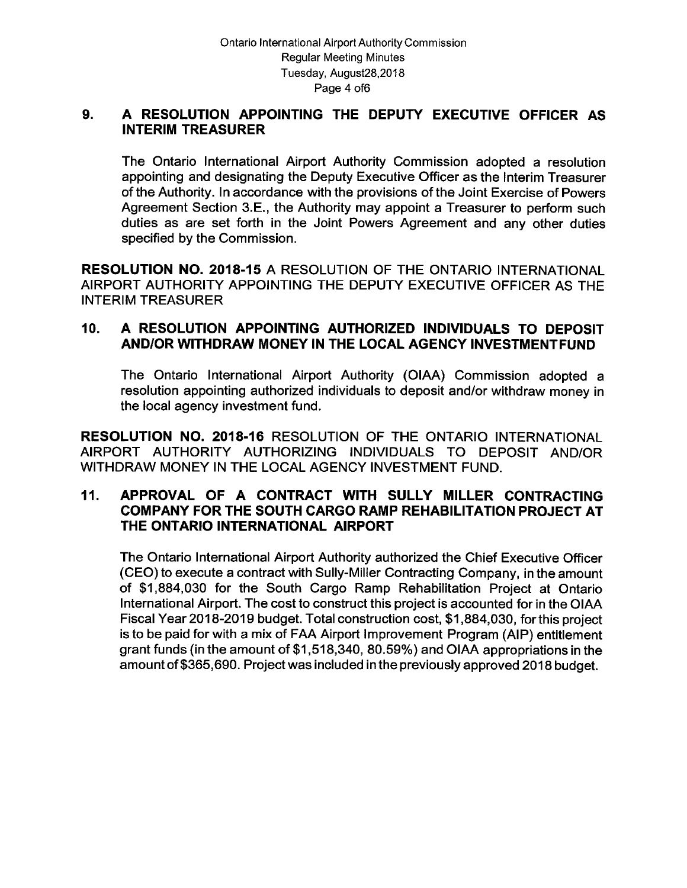## 9. A RESOLUTION APPOINTING THE DEPUTY EXECUTIVE OFFICER AS INTERIM TREASURER

The Ontario International Airport Authority Commission adopted a resolution appointing and designating the Deputy Executive Officer as the Interim Treasurer of the Authority. In accordance with the provisions of the Joint Exercise of Powers Agreement Section 3.E., the Authority may appoint a Treasurer to perform such duties as are set forth in the Joint Powers Agreement and any other duties specified by the Commission.

**RESOLUTION NO. 2018-15** A RESOLUTION OF THE ONTARIO INTERNATIONAL AIRPORT AUTHORITY APPOINTING THE DEPUTY EXECUTIVE OFFICER AS THE INTERIM TREASURER

## 10. A RESOLUTION APPOINTING AUTHORIZED INDIVIDUALS TO DEPOSIT AND/OR WITHDRAW MONEY IN THE LOCAL AGENCY INVESTMENT FUND

The Ontario International Airport Authority (OIAA) Commission adopted a resolution appointing authorized individuals to deposit and/or withdraw money in the local agency investment fund.

**RESOLUTION NO. 2018-16** RESOLUTION OF THE ONTARIO INTERNATIONAL AIRPORT AUTHORITY AUTHORIZING INDIVIDUALS TO DEPOSIT AND/OR WITHDRAW MONEY IN THE LOCAL AGENCY INVESTMENT FUND.

## 11. APPROVAL OF A CONTRACT WITH SULLY MILLER CONTRACTING COMPANY FOR THE SOUTH CARGO RAMP REHABILITATION PROJECT AT THE ONTARIO INTERNATIONAL AIRPORT

The Ontario International Airport Authority authorized the Chief Executive Officer (CEO) to execute a contract with Sully-Miller Contracting Company, in the amount of $1,884,030 for the South Cargo Ramp Rehabilitation Project at Ontario International Airport. The cost to construct this project is accounted for in the OIAA Fiscal Year 2018-2019 budget. Total construction cost, $1,884,030, for this project is to be paid for with a mix of FAA Airport Improvement Program (AIP) entitlement grant funds (in the amount of $1,518,340, 80.59%) and OIAA appropriations in the amount of $365,690. Project was included in the previously approved 2018 budget.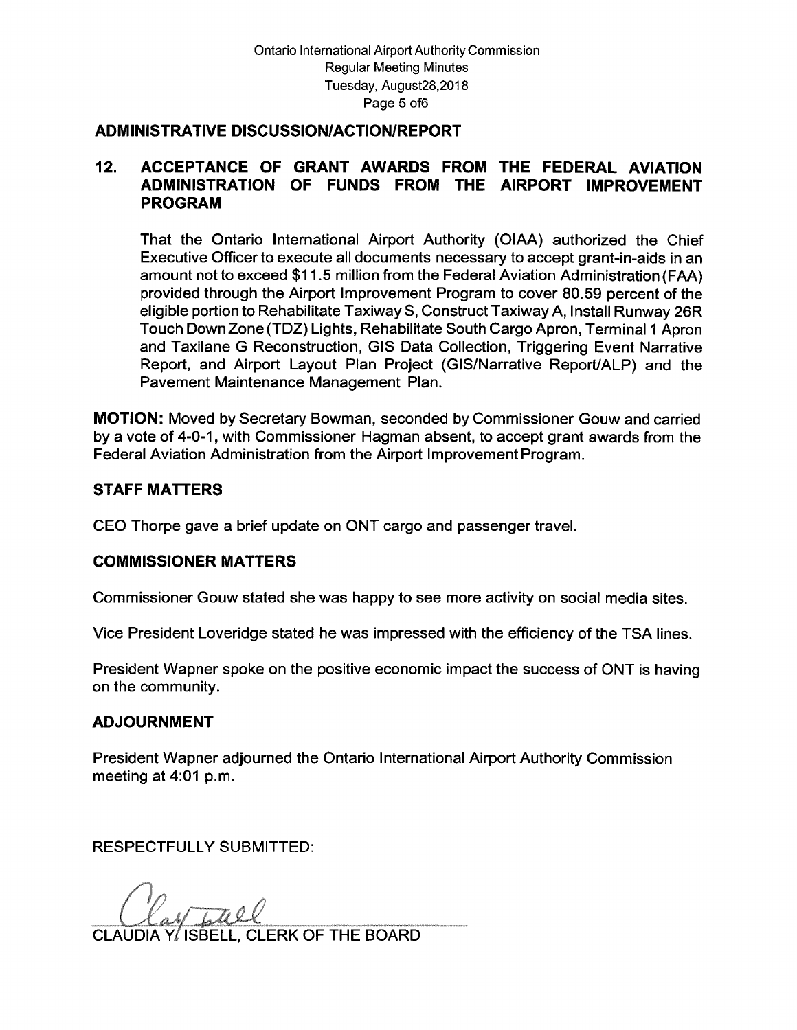## ADMINISTRATIVE DISCUSSION/ACTION/REPORT

### 12. ACCEPTANCE OF GRANT AWARDS FROM THE FEDERAL AVIATION ADMINISTRATION OF FUNDS FROM THE AIRPORT IMPROVEMENT PROGRAM

That the Ontario International Airport Authority (OIAA) authorized the Chief Executive Officer to execute all documents necessary to accept grant-in-aids in an amount not to exceed $11.5 million from the Federal Aviation Administration (FAA) provided through the Airport Improvement Program to cover 80.59 percent of the eligible portion to Rehabilitate Taxiway S, Construct Taxiway A, Install Runway 26R Touch Down Zone (TDZ) Lights, Rehabilitate South Cargo Apron, Terminal 1 Apron and Taxilane G Reconstruction, GIS Data Collection, Triggering Event Narrative Report, and Airport Layout Plan Project (GIS/Narrative Report/ALP) and the Pavement Maintenance Management Plan.

**MOTION:** Moved by Secretary Bowman, seconded by Commissioner Gouw and carried by a vote of 4-0-1, with Commissioner Hagman absent, to accept grant awards from the Federal Aviation Administration from the Airport Improvement Program.

## STAFF MATTERS

CEO Thorpe gave a brief update on ONT cargo and passenger travel.

## COMMISSIONER MATTERS

Commissioner Gouw stated she was happy to see more activity on social media sites.

Vice President Loveridge stated he was impressed with the efficiency of the TSA lines.

President Wapner spoke on the positive economic impact the success of ONT is having on the community.

## ADJOURNMENT

President Wapner adjourned the Ontario International Airport Authority Commission meeting at 4:01 p.m.

RESPECTFULLY SUBMITTED:

CLAUDIA Y. ISBELL, CLERK OF THE BOARD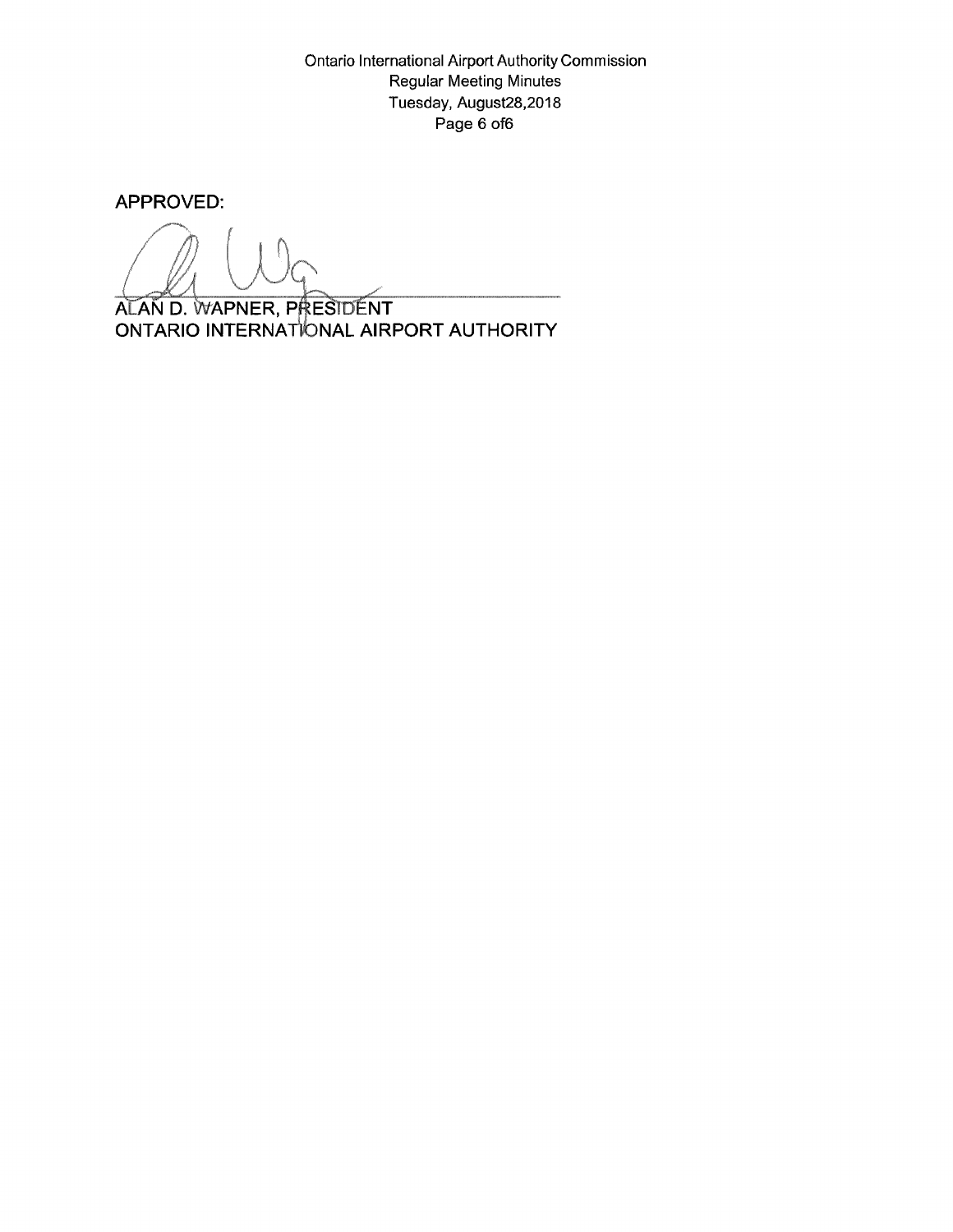APPROVED:

ALAN D. WAPNER, PRESIDENT
ONTARIO INTERNATIONAL AIRPORT AUTHORITY